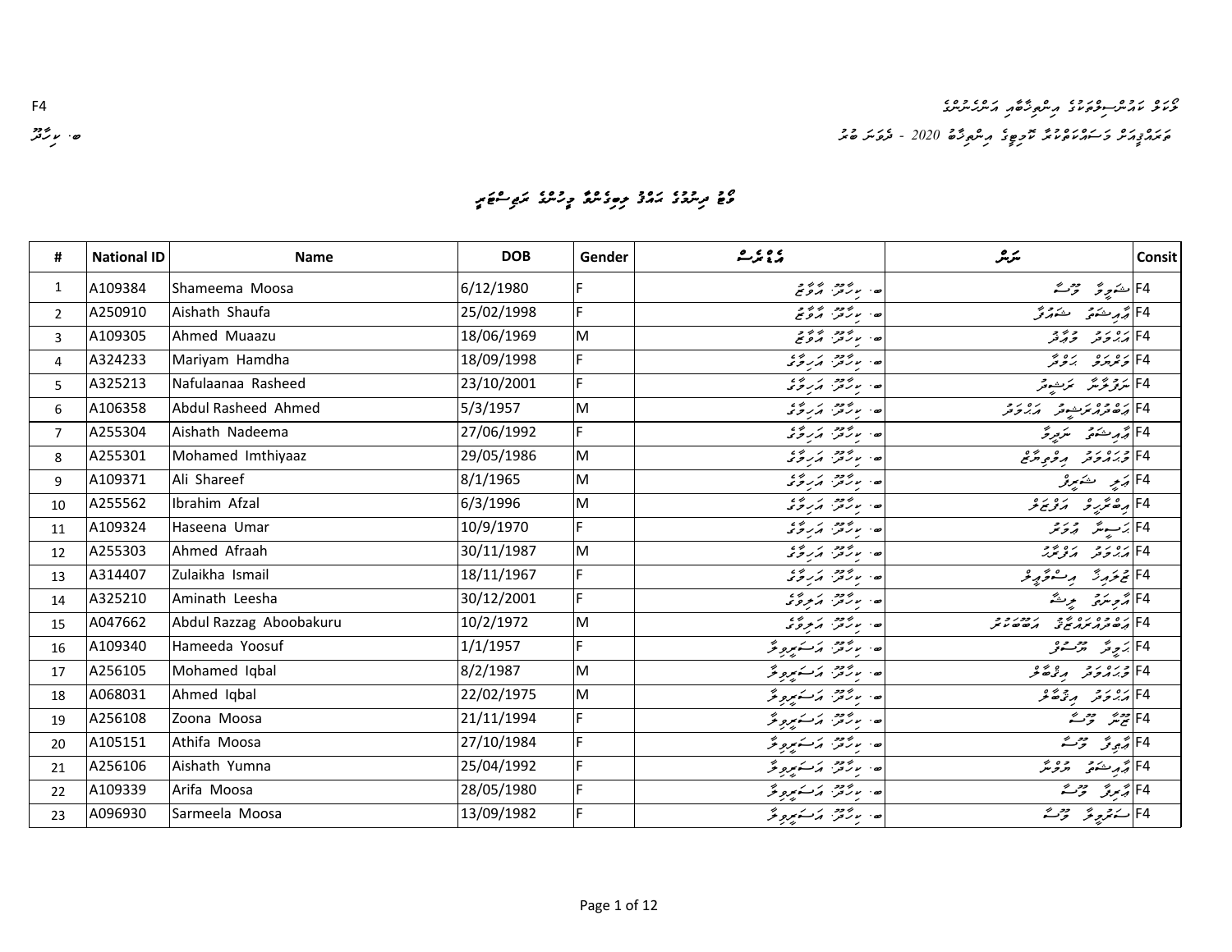F4

ޕްރޮވިޝަނަލް ވޯޓަރ ލިސްޓް

| # | National ID | Name | DOB | Gender | | | Consit |
|---|---|---|---|---|---|---|---|
| 1 | A109384 | Shameema Moosa | 6/12/1980 | F | | | F4 |
| 2 | A250910 | Aishath Shaufa | 25/02/1998 | F | | | F4 |
| 3 | A109305 | Ahmed Muaazu | 18/06/1969 | M | | | F4 |
| 4 | A324233 | Mariyam Hamdha | 18/09/1998 | F | | | F4 |
| 5 | A325213 | Nafulaanaa Rasheed | 23/10/2001 | F | | | F4 |
| 6 | A106358 | Abdul Rasheed Ahmed | 5/3/1957 | M | | | F4 |
| 7 | A255304 | Aishath Nadeema | 27/06/1992 | F | | | F4 |
| 8 | A255301 | Mohamed Imthiyaaz | 29/05/1986 | M | | | F4 |
| 9 | A109371 | Ali Shareef | 8/1/1965 | M | | | F4 |
| 10 | A255562 | Ibrahim Afzal | 6/3/1996 | M | | | F4 |
| 11 | A109324 | Haseena Umar | 10/9/1970 | F | | | F4 |
| 12 | A255303 | Ahmed Afraah | 30/11/1987 | M | | | F4 |
| 13 | A314407 | Zulaikha Ismail | 18/11/1967 | F | | | F4 |
| 14 | A325210 | Aminath Leesha | 30/12/2001 | F | | | F4 |
| 15 | A047662 | Abdul Razzag Aboobakuru | 10/2/1972 | M | | | F4 |
| 16 | A109340 | Hameeda Yoosuf | 1/1/1957 | F | | | F4 |
| 17 | A256105 | Mohamed Iqbal | 8/2/1987 | M | | | F4 |
| 18 | A068031 | Ahmed Iqbal | 22/02/1975 | M | | | F4 |
| 19 | A256108 | Zoona Moosa | 21/11/1994 | F | | | F4 |
| 20 | A105151 | Athifa Moosa | 27/10/1984 | F | | | F4 |
| 21 | A256106 | Aishath Yumna | 25/04/1992 | F | | | F4 |
| 22 | A109339 | Arifa Moosa | 28/05/1980 | F | | | F4 |
| 23 | A096930 | Sarmeela Moosa | 13/09/1982 | F | | | F4 |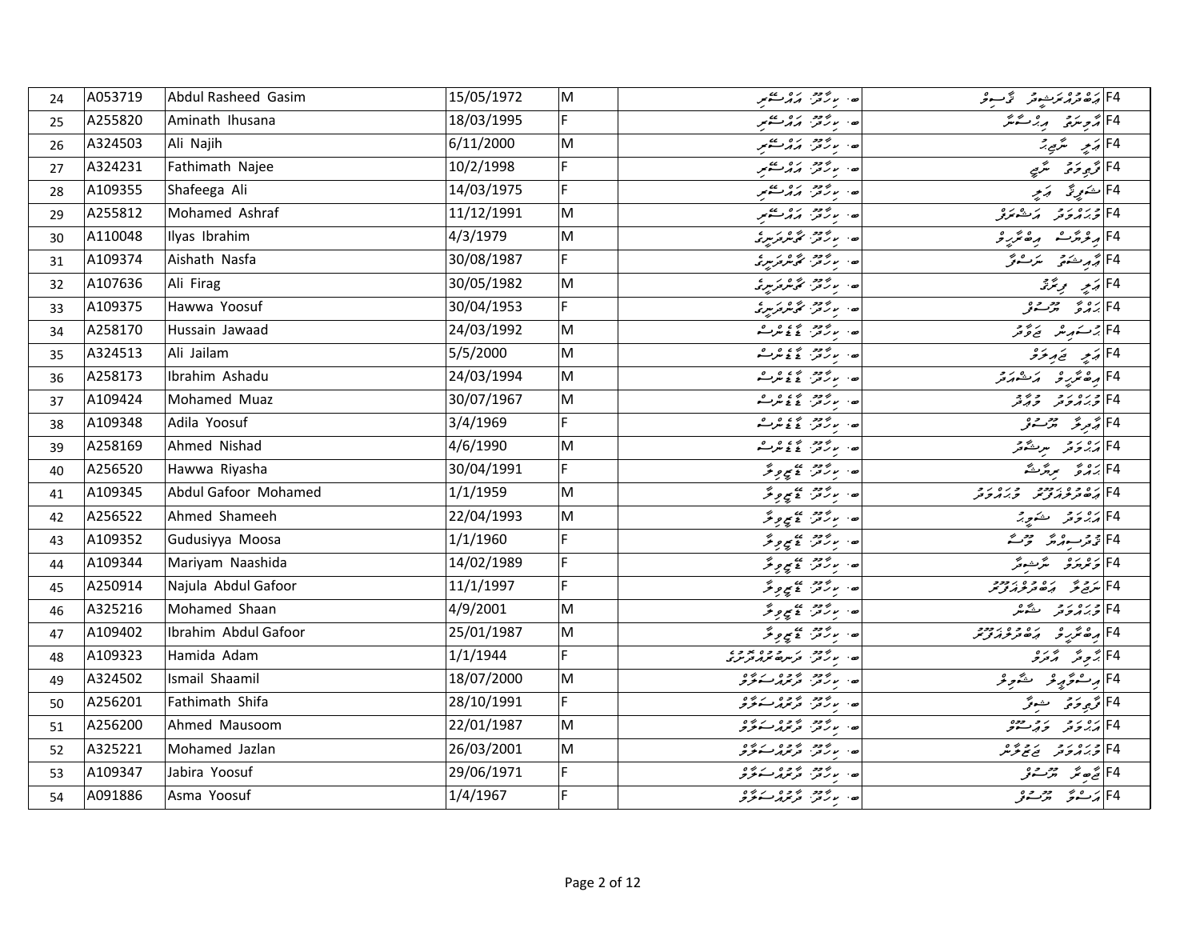| 24 | A053719 | Abdul Rasheed Gasim | 15/05/1972 | M | ބ. ދަރަވަންދޫ، އަޅުގަސްދޮރު | F4 | އަބްދުލްރަޝީދު ޤާސިމް |
|---|---|---|---|---|---|---|---|
| 25 | A255820 | Aminath Ihusana | 18/03/1995 | F | ބ. ދަރަވަންދޫ، އަޅުގަސްދޮރު | F4 | އާމިނަތު އިހުސާނާ |
| 26 | A324503 | Ali Najih | 6/11/2000 | M | ބ. ދަރަވަންދޫ، އަޅުގަސްދޮރު | F4 | އަލީ ނާޖިހު |
| 27 | A324231 | Fathimath Najee | 10/2/1998 | F | ބ. ދަރަވަންދޫ، އަޅުގަސްދޮރު | F4 | ފާތިމަތު ނާޖީ |
| 28 | A109355 | Shafeega Ali | 14/03/1975 | F | ބ. ދަރަވަންދޫ، އަޅުގަސްދޮރު | F4 | ޝަފީޤާ އަލީ |
| 29 | A255812 | Mohamed Ashraf | 11/12/1991 | M | ބ. ދަރަވަންދޫ، އަޅުގަސްދޮރު | F4 | މުޙައްމަދު އަޝްރަފް |
| 30 | A110048 | Ilyas Ibrahim | 4/3/1979 | M | ބ. ދަރަވަންދޫ، ގާރުޑަންނިގެ | F4 | އިލްޔާސް އިބްރާހީމް |
| 31 | A109374 | Aishath Nasfa | 30/08/1987 | F | ބ. ދަރަވަންދޫ، ގާރުޑަންނިގެ | F4 | އާއިޝަތު ނަސްފާ |
| 32 | A107636 | Ali Firag | 30/05/1982 | M | ބ. ދަރަވަންދޫ، ގާރުޑަންނިގެ | F4 | އަލީ ފިރާގު |
| 33 | A109375 | Hawwa Yoosuf | 30/04/1953 | F | ބ. ދަރަވަންދޫ، ގާރުޑަންނިގެ | F4 | ހައްވާ ޔޫސުފް |
| 34 | A258170 | Hussain Jawaad | 24/03/1992 | M | ބ. ދަރަވަންދޫ، ޖާޖެންސް | F4 | ހުސައިން ޖަވާދު |
| 35 | A324513 | Ali Jailam | 5/5/2000 | M | ބ. ދަރަވަންދޫ، ޖާޖެންސް | F4 | އަލީ ޖައިލަމް |
| 36 | A258173 | Ibrahim Ashadu | 24/03/1994 | M | ބ. ދަރަވަންދޫ، ޖާޖެންސް | F4 | އިބްރާހީމް އަޝްހަދު |
| 37 | A109424 | Mohamed Muaz | 30/07/1967 | M | ބ. ދަރަވަންދޫ، ޖާޖެންސް | F4 | މުޙައްމަދު މުޢާޛު |
| 38 | A109348 | Adila Yoosuf | 3/4/1969 | F | ބ. ދަރަވަންދޫ، ޖާޖެންސް | F4 | އާދިލާ ޔޫސުފް |
| 39 | A258169 | Ahmed Nishad | 4/6/1990 | M | ބ. ދަރަވަންދޫ، ޖާޖެންސް | F4 | އަޙްމަދު ނިޝާދު |
| 40 | A256520 | Hawwa Riyasha | 30/04/1991 | F | ބ. ދަރަވަންދޫ، ޖެހިވިލާ | F4 | ހައްވާ ރިޔާޝާ |
| 41 | A109345 | Abdul Gafoor Mohamed | 1/1/1959 | M | ބ. ދަރަވަންދޫ، ޖެހިވިލާ | F4 | އަބްދުލްޣަފޫރު މުޙައްމަދު |
| 42 | A256522 | Ahmed Shameeh | 22/04/1993 | M | ބ. ދަރަވަންދޫ، ޖެހިވިލާ | F4 | އަޙްމަދު ޝަމީހު |
| 43 | A109352 | Gudusiyya Moosa | 1/1/1960 | F | ބ. ދަރަވަންދޫ، ޖެހިވިލާ | F4 | ޤުދުސިއްޔާ މޫސާ |
| 44 | A109344 | Mariyam Naashida | 14/02/1989 | F | ބ. ދަރަވަންދޫ، ޖެހިވިލާ | F4 | މަރިޔަމް ނާޝިދާ |
| 45 | A250914 | Najula Abdul Gafoor | 11/1/1997 | F | ބ. ދަރަވަންދޫ، ޖެހިވިލާ | F4 | ނަޖުލާ އަބްދުލްޣަފޫރު |
| 46 | A325216 | Mohamed Shaan | 4/9/2001 | M | ބ. ދަރަވަންދޫ، ޖެހިވިލާ | F4 | މުޙައްމަދު ޝާން |
| 47 | A109402 | Ibrahim Abdul Gafoor | 25/01/1987 | M | ބ. ދަރަވަންދޫ، ޖެހިވިލާ | F4 | އިބްރާހީމް އަބްދުލްޣަފޫރު |
| 48 | A109323 | Hamida Adam | 1/1/1944 | F | ބ. ދަރަވަންދޫ، ދަނބުގަސްދޮށުގެ | F4 | ހާމިދާ އާދަމް |
| 49 | A324502 | Ismail Shaamil | 18/07/2000 | M | ބ. ދަރަވަންދޫ، ދޮންބުރުސަވާލި | F4 | އިސްމާޢީލް ޝާމިލް |
| 50 | A256201 | Fathimath Shifa | 28/10/1991 | F | ބ. ދަރަވަންދޫ، ދޮންބުރުސަވާލި | F4 | ފާތިމަތު ޝިފާ |
| 51 | A256200 | Ahmed Mausoom | 22/01/1987 | M | ބ. ދަރަވަންދޫ، ދޮންބުރުސަވާލި | F4 | އަޙްމަދު މައުޞޫމް |
| 52 | A325221 | Mohamed Jazlan | 26/03/2001 | M | ބ. ދަރަވަންދޫ، ދޮންބުރުސަވާލި | F4 | މުޙައްމަދު ޖަޒްލާން |
| 53 | A109347 | Jabira Yoosuf | 29/06/1971 | F | ބ. ދަރަވަންދޫ، ދޮންބުރުސަވާލި | F4 | ޖާބިރާ ޔޫސުފް |
| 54 | A091886 | Asma Yoosuf | 1/4/1967 | F | ބ. ދަރަވަންދޫ، ދޮންބުރުސަވާލި | F4 | އަސްމާ ޔޫސުފް |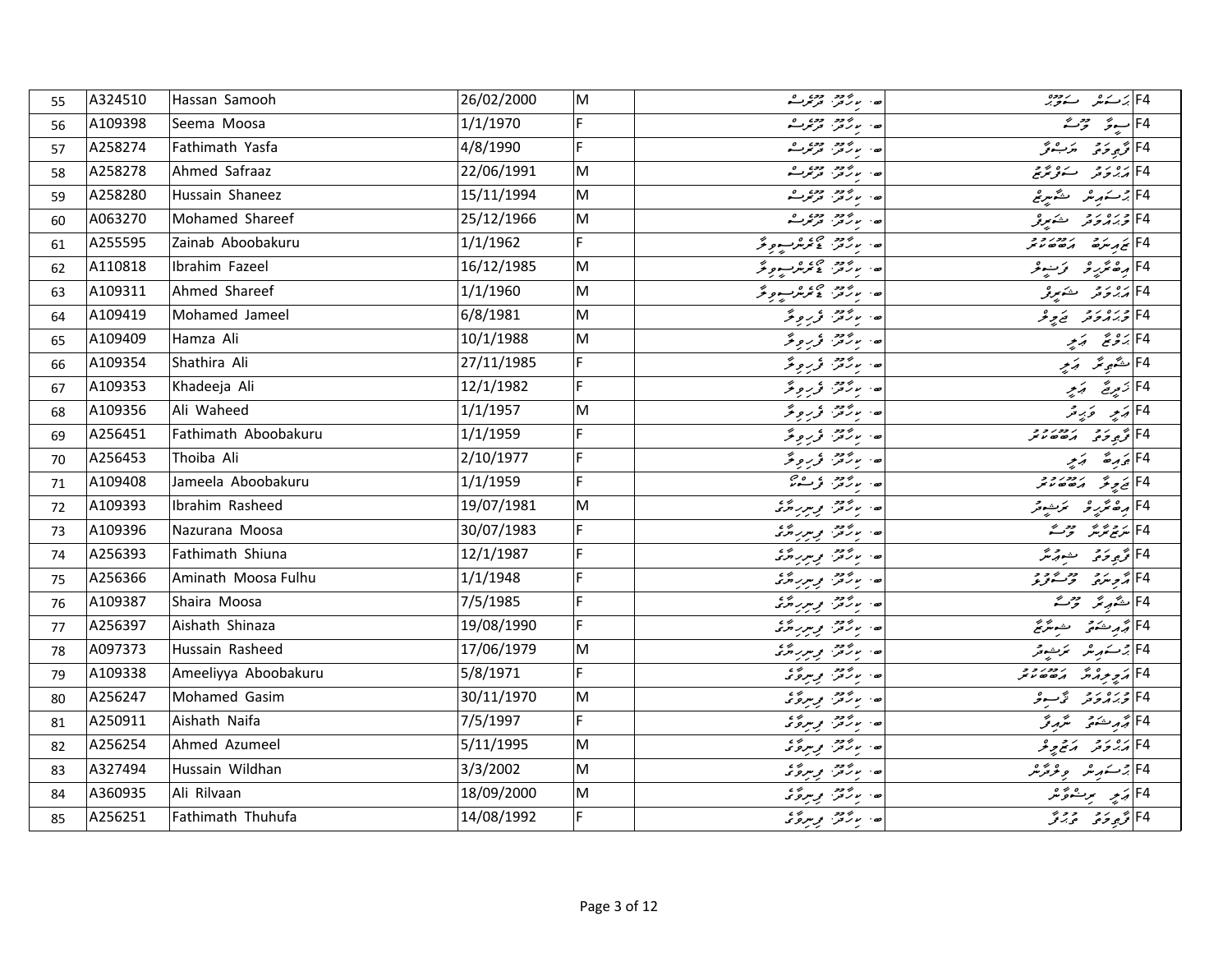| | | | | | | | |
|---|---|---|---|---|---|---|---|
| 55 | A324510 | Hassan Samooh | 26/02/2000 | M | ބ. ކެންދޫ، ދޫރޯސް | ހަސަން ސަމޫހު | F4 |
| 56 | A109398 | Seema Moosa | 1/1/1970 | F | ބ. ކެންދޫ، ދޫރޯސް | ސީމާ މޫސާ | F4 |
| 57 | A258274 | Fathimath Yasfa | 4/8/1990 | F | ބ. ކެންދޫ، ދޫރޯސް | ފާތިމަތު ޔަސްފާ | F4 |
| 58 | A258278 | Ahmed Safraaz | 22/06/1991 | M | ބ. ކެންދޫ، ދޫރޯސް | އަޙްމަދު ސަފްރާޒް | F4 |
| 59 | A258280 | Hussain Shaneez | 15/11/1994 | M | ބ. ކެންދޫ، ދޫރޯސް | ޙުސައިން ޝަނީޒް | F4 |
| 60 | A063270 | Mohamed Shareef | 25/12/1966 | M | ބ. ކެންދޫ، ދޫރޯސް | މުޙައްމަދު ޝަރީފް | F4 |
| 61 | A255595 | Zainab Aboobakuru | 1/1/1962 | F | ބ. ކެންދޫ، ޖެސްމިންސީވިއު | ޒައިނަބު އަބޫބަކުރު | F4 |
| 62 | A110818 | Ibrahim Fazeel | 16/12/1985 | M | ބ. ކެންދޫ، ޖެސްމިންސީވިއު | އިބްރާހީމް ފަޒީލް | F4 |
| 63 | A109311 | Ahmed Shareef | 1/1/1960 | M | ބ. ކެންދޫ، ޖެސްމިންސީވިއު | އަޙްމަދު ޝަރީފް | F4 |
| 64 | A109419 | Mohamed Jameel | 6/8/1981 | M | ބ. ކެންދޫ، ފުރަވިލާ | މުޙައްމަދު ޖަމީލް | F4 |
| 65 | A109409 | Hamza Ali | 10/1/1988 | M | ބ. ކެންދޫ، ފުރަވިލާ | ހަމްޒާ ޢަލީ | F4 |
| 66 | A109354 | Shathira Ali | 27/11/1985 | F | ބ. ކެންދޫ، ފުރަވިލާ | ޝާތިރާ ޢަލީ | F4 |
| 67 | A109353 | Khadeeja Ali | 12/1/1982 | F | ބ. ކެންދޫ، ފުރަވިލާ | ޚަދީޖާ ޢަލީ | F4 |
| 68 | A109356 | Ali Waheed | 1/1/1957 | M | ބ. ކެންދޫ، ފުރަވިލާ | ޢަލީ ވަޙީދު | F4 |
| 69 | A256451 | Fathimath Aboobakuru | 1/1/1959 | F | ބ. ކެންދޫ، ފުރަވިލާ | ފާތިމަތު އަބޫބަކުރު | F4 |
| 70 | A256453 | Thoiba Ali | 2/10/1977 | F | ބ. ކެންދޫ، ފުރަވިލާ | ޠޮއިބާ ޢަލީ | F4 |
| 71 | A109408 | Jameela Aboobakuru | 1/1/1959 | F | ބ. ކެންދޫ، ފުލަޓް | ޖަމީލާ އަބޫބަކުރު | F4 |
| 72 | A109393 | Ibrahim Rasheed | 19/07/1981 | M | ބ. ކެންދޫ، ވިނަރެސްގެ | އިބްރާހީމް ރަޝީދު | F4 |
| 73 | A109396 | Nazurana Moosa | 30/07/1983 | F | ބ. ކެންދޫ، ވިނަރެސްގެ | ނަޒޫރާނާ މޫސާ | F4 |
| 74 | A256393 | Fathimath Shiuna | 12/1/1987 | F | ބ. ކެންދޫ، ވިނަރެސްގެ | ފާތިމަތު ޝިއުނާ | F4 |
| 75 | A256366 | Aminath Moosa Fulhu | 1/1/1948 | F | ބ. ކެންދޫ، ވިނަރެސްގެ | އާމިނަތު މޫސާފުޅު | F4 |
| 76 | A109387 | Shaira Moosa | 7/5/1985 | F | ބ. ކެންދޫ، ވިނަރެސްގެ | ޝާއިރާ މޫސާ | F4 |
| 77 | A256397 | Aishath Shinaza | 19/08/1990 | F | ބ. ކެންދޫ، ވިނަރެސްގެ | ޢާއިޝަތު ޝިނާޒާ | F4 |
| 78 | A097373 | Hussain Rasheed | 17/06/1979 | M | ބ. ކެންދޫ، ވިނަރެސްގެ | ޙުސައިން ރަޝީދު | F4 |
| 79 | A109338 | Ameeliyya Aboobakuru | 5/8/1971 | F | ބ. ކެންދޫ، ވިނަވާގެ | އަމީލިއްޔާ އަބޫބަކުރު | F4 |
| 80 | A256247 | Mohamed Gasim | 30/11/1970 | M | ބ. ކެންދޫ، ވިނަވާގެ | މުޙައްމަދު ޤާސިމް | F4 |
| 81 | A250911 | Aishath Naifa | 7/5/1997 | F | ބ. ކެންދޫ، ވިނަވާގެ | ޢާއިޝަތު ނާއިފާ | F4 |
| 82 | A256254 | Ahmed Azumeel | 5/11/1995 | M | ބ. ކެންދޫ، ވިނަވާގެ | އަޙްމަދު އަޒުމީލް | F4 |
| 83 | A327494 | Hussain Wildhan | 3/3/2002 | M | ބ. ކެންދޫ، ވިނަވާގެ | ޙުސައިން ވިލްދާން | F4 |
| 84 | A360935 | Ali Rilvaan | 18/09/2000 | M | ބ. ކެންދޫ، ވިނަވާގެ | ޢަލީ ރިލްވާން | F4 |
| 85 | A256251 | Fathimath Thuhufa | 14/08/1992 | F | ބ. ކެންދޫ، ވިނަވާގެ | ފާތިމަތު ތުހުފާ | F4 |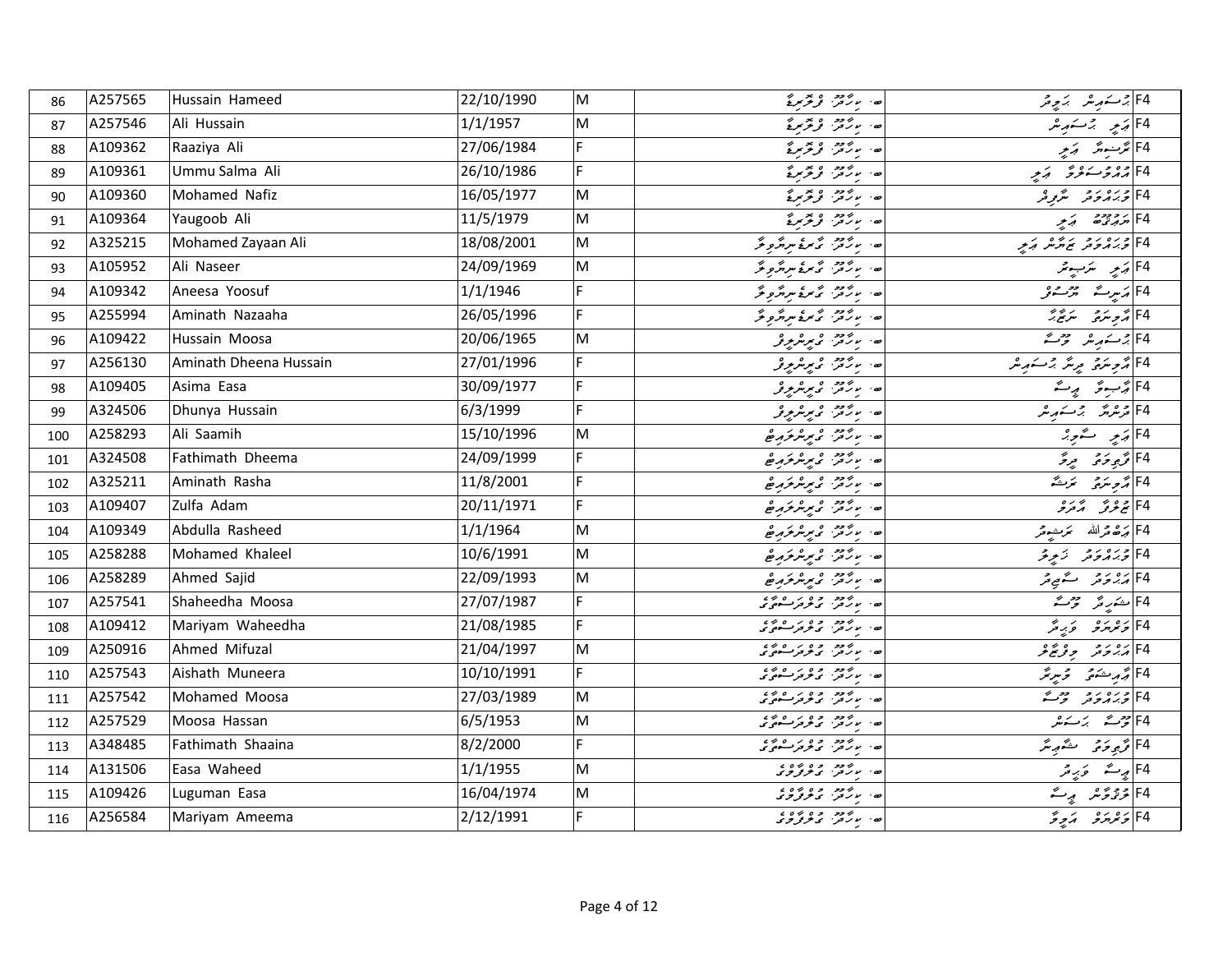| 86 | A257565 | Hussain Hameed | 22/10/1990 | M | ބ. ކިހާދޫ. ފުލޫރިގެ | ހުސައިން ހަމީދު | F4 |
|---|---|---|---|---|---|---|---|
| 87 | A257546 | Ali Hussain | 1/1/1957 | M | ބ. ކިހާދޫ. ފުލޫރިގެ | އަލީ ހުސައިން | F4 |
| 88 | A109362 | Raaziya Ali | 27/06/1984 | F | ބ. ކިހާދޫ. ފުލޫރިގެ | ރާޒިޔާ އަލީ | F4 |
| 89 | A109361 | Ummu Salma Ali | 26/10/1986 | F | ބ. ކިހާދޫ. ފުލޫރިގެ | އުއްމުސަލްމާ އަލީ | F4 |
| 90 | A109360 | Mohamed Nafiz | 16/05/1977 | M | ބ. ކިހާދޫ. ފުލޫރިގެ | މުޙައްމަދު ނާފިޒު | F4 |
| 91 | A109364 | Yaugoob Ali | 11/5/1979 | M | ބ. ކިހާދޫ. ފުލޫރިގެ | ޔަޢުޤޫބު އަލީ | F4 |
| 92 | A325215 | Mohamed Zayaan Ali | 18/08/2001 | M | ބ. ކިހާދޫ. ގްރީންވިލާ | މުޙައްމަދު ޒަޔާން އަލީ | F4 |
| 93 | A105952 | Ali Naseer | 24/09/1969 | M | ބ. ކިހާދޫ. ގްރީންވިލާ | އަލީ ނަސީރު | F4 |
| 94 | A109342 | Aneesa Yoosuf | 1/1/1946 | F | ބ. ކިހާދޫ. ގްރީންވިލާ | އަނީސާ ޔޫސުފު | F4 |
| 95 | A255994 | Aminath Nazaaha | 26/05/1996 | F | ބ. ކިހާދޫ. ގްރީންވިލާ | އާމިނަތު ނަޒާހާ | F4 |
| 96 | A109422 | Hussain Moosa | 20/06/1965 | M | ބ. ކިހާދޫ. ގްރީންލީފް | ހުސައިން މޫސާ | F4 |
| 97 | A256130 | Aminath Dheena Hussain | 27/01/1996 | F | ބ. ކިހާދޫ. ގްރީންލީފް | އާމިނަތު ދީނާ ހުސައިން | F4 |
| 98 | A109405 | Asima Easa | 30/09/1977 | F | ބ. ކިހާދޫ. ގްރީންލީފް | އާސިމާ ޢީސާ | F4 |
| 99 | A324506 | Dhunya Hussain | 6/3/1999 | F | ބ. ކިހާދޫ. ގްރީންލީފް | ދުންޔާ ހުސައިން | F4 |
| 100 | A258293 | Ali Saamih | 15/10/1996 | M | ބ. ކިހާދޫ. ގްރީންހައުސް | އަލީ ސާމިހު | F4 |
| 101 | A324508 | Fathimath Dheema | 24/09/1999 | F | ބ. ކިހާދޫ. ގްރީންހައުސް | ފާތިމަތު ދީމާ | F4 |
| 102 | A325211 | Aminath Rasha | 11/8/2001 | F | ބ. ކިހާދޫ. ގްރީންހައުސް | އާމިނަތު ރަޝާ | F4 |
| 103 | A109407 | Zulfa Adam | 20/11/1971 | F | ބ. ކިހާދޫ. ގްރީންހައުސް | ޒުލްފާ އާދަމް | F4 |
| 104 | A109349 | Abdulla Rasheed | 1/1/1964 | M | ބ. ކިހާދޫ. ގްރީންހައުސް | އަބްދުﷲ ރަޝީދު | F4 |
| 105 | A258288 | Mohamed Khaleel | 10/6/1991 | M | ބ. ކިހާދޫ. ގްރީންހައުސް | މުޙައްމަދު ޚަލީލް | F4 |
| 106 | A258289 | Ahmed Sajid | 22/09/1993 | M | ބ. ކިހާދޫ. ގްރީންހައުސް | އަޙްމަދު ސާޖިދު | F4 |
| 107 | A257541 | Shaheedha Moosa | 27/07/1987 | F | ބ. ކިހާދޫ. ގުލްފާސްމާގެ | ޝަހީދާ މޫސާ | F4 |
| 108 | A109412 | Mariyam Waheedha | 21/08/1985 | F | ބ. ކިހާދޫ. ގުލްފާސްމާގެ | މަރިޔަމް ވަހީދާ | F4 |
| 109 | A250916 | Ahmed Mifuzal | 21/04/1997 | M | ބ. ކިހާދޫ. ގުލްފާސްމާގެ | އަޙްމަދު މިފްޒަލް | F4 |
| 110 | A257543 | Aishath Muneera | 10/10/1991 | F | ބ. ކިހާދޫ. ގުލްފާސްމާގެ | އައިޝަތު މުނީރާ | F4 |
| 111 | A257542 | Mohamed Moosa | 27/03/1989 | M | ބ. ކިހާދޫ. ގުލްފާސްމާގެ | މުޙައްމަދު މޫސާ | F4 |
| 112 | A257529 | Moosa Hassan | 6/5/1953 | M | ބ. ކިހާދޫ. ގުލްފާސްމާގެ | މޫސާ ހަސަން | F4 |
| 113 | A348485 | Fathimath Shaaina | 8/2/2000 | F | ބ. ކިހާދޫ. ގުލްފާސްމާގެ | ފާތިމަތު ޝާއިނާ | F4 |
| 114 | A131506 | Easa Waheed | 1/1/1955 | M | ބ. ކިހާދޫ. ގުލްފާމްގެ | ޢީސާ ވަހީދު | F4 |
| 115 | A109426 | Luguman Easa | 16/04/1974 | M | ބ. ކިހާދޫ. ގުލްފާމްގެ | ލުޤުމާން ޢީސާ | F4 |
| 116 | A256584 | Mariyam Ameema | 2/12/1991 | F | ބ. ކިހާދޫ. ގުލްފާމްގެ | މަރިޔަމް އަމީމާ | F4 |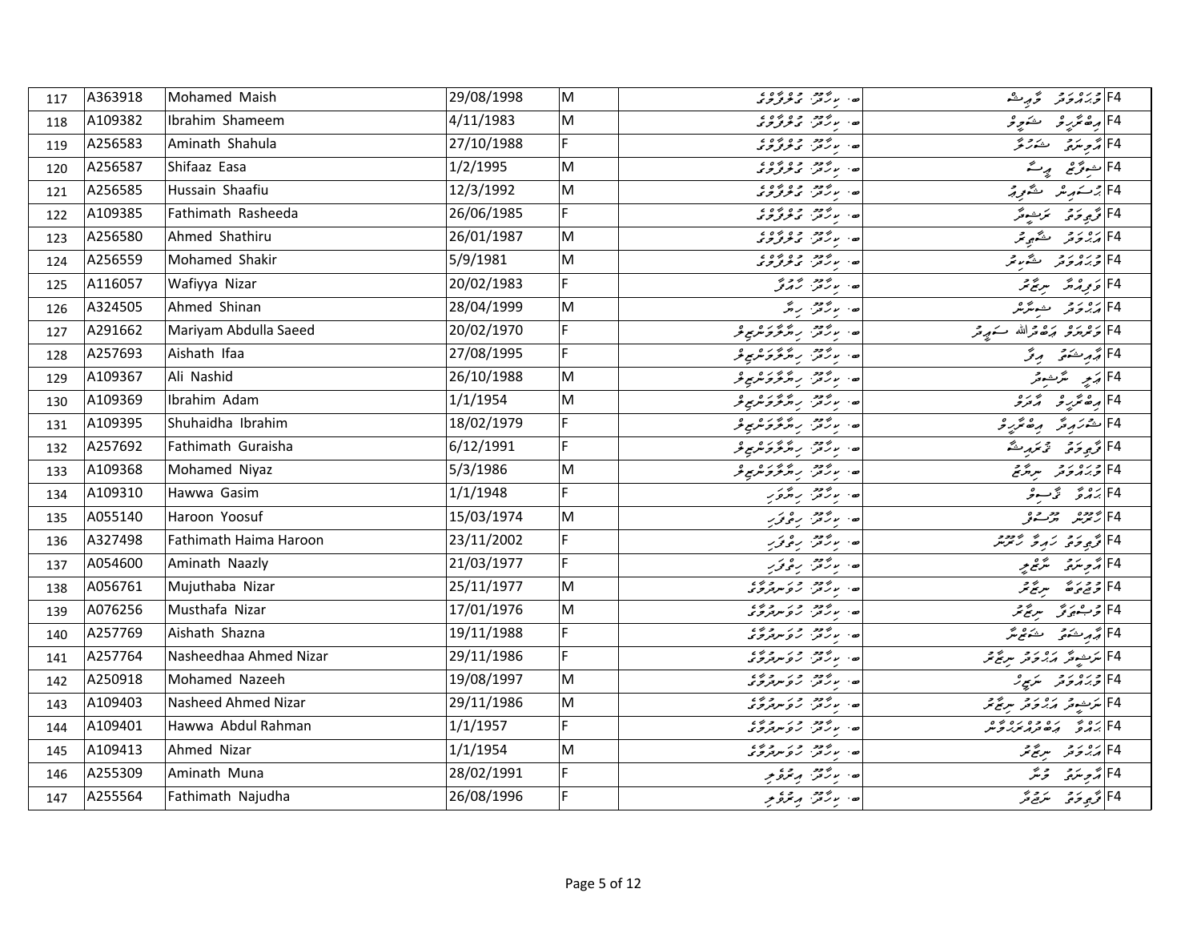| | | | | | | | |
|---|---|---|---|---|---|---|---|
| 117 | A363918 | Mohamed Maish | 29/08/1998 | M | ޅ. ކުޅުދުއްފުށި ގުލްފާމުގެ | ވ.ތިނަދޫ | F4 |
| 118 | A109382 | Ibrahim Shameem | 4/11/1983 | M | ޅ. ކުޅުދުއްފުށި ގުލްފާމުގެ | ވ.ތިނަދޫ | F4 |
| 119 | A256583 | Aminath Shahula | 27/10/1988 | F | ޅ. ކުޅުދުއްފުށި ގުލްފާމުގެ | ވ.ތިނަދޫ | F4 |
| 120 | A256587 | Shifaaz Easa | 1/2/1995 | M | ޅ. ކުޅުދުއްފުށި ގުލްފާމުގެ | ވ.ތިނަދޫ | F4 |
| 121 | A256585 | Hussain Shaafiu | 12/3/1992 | M | ޅ. ކުޅުދުއްފުށި ގުލްފާމުގެ | ވ.ތިނަދޫ | F4 |
| 122 | A109385 | Fathimath Rasheeda | 26/06/1985 | F | ޅ. ކުޅުދުއްފުށި ގުލްފާމުގެ | ވ.ތިނަދޫ | F4 |
| 123 | A256580 | Ahmed Shathiru | 26/01/1987 | M | ޅ. ކުޅުދުއްފުށި ގުލްފާމުގެ | ވ.ތިނަދޫ | F4 |
| 124 | A256559 | Mohamed Shakir | 5/9/1981 | M | ޅ. ކުޅުދުއްފުށި ގުލްފާމުގެ | ވ.ތިނަދޫ | F4 |
| 125 | A116057 | Wafiyya Nizar | 20/02/1983 | F | ޅ. ކުޅުދުއްފުށި ހުޅުގެ | ވ.ތިނަދޫ | F4 |
| 126 | A324505 | Ahmed Shinan | 28/04/1999 | M | ޅ. ކުޅުދުއްފުށި ހިލަ | ވ.ތިނަދޫ | F4 |
| 127 | A291662 | Mariyam Abdulla Saeed | 20/02/1970 | F | ޅ. ކުޅުދުއްފުށި ހިޔާލާވަންނީވާ | ވ.ތިނަދޫ | F4 |
| 128 | A257693 | Aishath Ifaa | 27/08/1995 | F | ޅ. ކުޅުދުއްފުށި ހިޔާލާވަންނީވާ | ވ.ތިނަދޫ | F4 |
| 129 | A109367 | Ali Nashid | 26/10/1988 | M | ޅ. ކުޅުދުއްފުށި ހިޔާލާވަންނީވާ | ވ.ތިނަދޫ | F4 |
| 130 | A109369 | Ibrahim Adam | 1/1/1954 | M | ޅ. ކުޅުދުއްފުށި ހިޔާލާވަންނީވާ | ވ.ތިނަދޫ | F4 |
| 131 | A109395 | Shuhaidha Ibrahim | 18/02/1979 | F | ޅ. ކުޅުދުއްފުށި ހިޔާލާވަންނީވާ | ވ.ތިނަދޫ | F4 |
| 132 | A257692 | Fathimath Guraisha | 6/12/1991 | F | ޅ. ކުޅުދުއްފުށި ހިޔާލާވަންނީވާ | ވ.ތިނަދޫ | F4 |
| 133 | A109368 | Mohamed Niyaz | 5/3/1986 | M | ޅ. ކުޅުދުއްފުށި ހިޔާލާވަންނީވާ | ވ.ތިނަދޫ | F4 |
| 134 | A109310 | Hawwa Gasim | 1/1/1948 | F | ޅ. ކުޅުދުއްފުށި ހިޔާވަހި | ވ.ތިނަދޫ | F4 |
| 135 | A055140 | Haroon Yoosuf | 15/03/1974 | M | ޅ. ކުޅުދުއްފުށި ހެވިވަރި | ވ.ތިނަދޫ | F4 |
| 136 | A327498 | Fathimath Haima Haroon | 23/11/2002 | F | ޅ. ކުޅުދުއްފުށި ހެވިވަރި | ވ.ތިނަދޫ | F4 |
| 137 | A054600 | Aminath Naazly | 21/03/1977 | F | ޅ. ކުޅުދުއްފުށި ހެވިވަރި | ވ.ތިނަދޫ | F4 |
| 138 | A056761 | Mujuthaba Nizar | 25/11/1977 | M | ޅ. ކުޅުދުއްފުށި ހުވަނދުމާގެ | ވ.ތިނަދޫ | F4 |
| 139 | A076256 | Musthafa Nizar | 17/01/1976 | M | ޅ. ކުޅުދުއްފުށި ހުވަނދުމާގެ | ވ.ތިނަދޫ | F4 |
| 140 | A257769 | Aishath Shazna | 19/11/1988 | F | ޅ. ކުޅުދުއްފުށި ހުވަނދުމާގެ | ވ.ތިނަދޫ | F4 |
| 141 | A257764 | Nasheedhaa Ahmed Nizar | 29/11/1986 | F | ޅ. ކުޅުދުއްފުށި ހުވަނދުމާގެ | ވ.ތިނަދޫ | F4 |
| 142 | A250918 | Mohamed Nazeeh | 19/08/1997 | M | ޅ. ކުޅުދުއްފުށި ހުވަނދުމާގެ | ވ.ތިނަދޫ | F4 |
| 143 | A109403 | Nasheed Ahmed Nizar | 29/11/1986 | M | ޅ. ކުޅުދުއްފުށި ހުވަނދުމާގެ | ވ.ތިނަދޫ | F4 |
| 144 | A109401 | Hawwa Abdul Rahman | 1/1/1957 | F | ޅ. ކުޅުދުއްފުށި ހުވަނދުމާގެ | ވ.ތިނަދޫ | F4 |
| 145 | A109413 | Ahmed Nizar | 1/1/1954 | M | ޅ. ކުޅުދުއްފުށި ހުވަނދުމާގެ | ވ.ތިނަދޫ | F4 |
| 146 | A255309 | Aminath Muna | 28/02/1991 | F | ޅ. ކުޅުދުއްފުށި އިރުމަތީ | ވ.ތިނަދޫ | F4 |
| 147 | A255564 | Fathimath Najudha | 26/08/1996 | F | ޅ. ކުޅުދުއްފުށި އިރުމަތީ | ވ.ތިނަދޫ | F4 |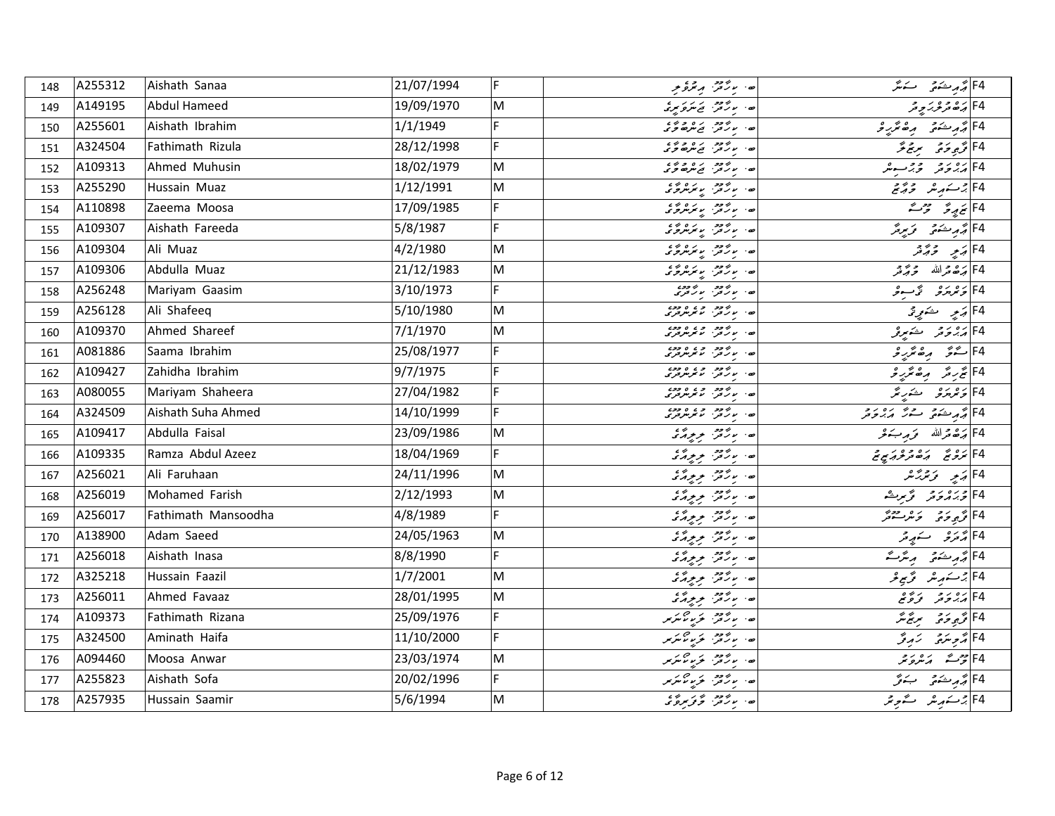| 148 | A255312 | Aishath Sanaa | 21/07/1994 | F | | ޢާއިޝަތު ސަނާ | F4 |
|---|---|---|---|---|---|---|---|
| 149 | A149195 | Abdul Hameed | 19/09/1970 | M | | ޢަބްދުލްޙަމީދު | F4 |
| 150 | A255601 | Aishath Ibrahim | 1/1/1949 | F | | ޢާއިޝަތު އިބްރާހީމް | F4 |
| 151 | A324504 | Fathimath Rizula | 28/12/1998 | F | | ފާތިމަތު ރިޟުލާ | F4 |
| 152 | A109313 | Ahmed Muhusin | 18/02/1979 | M | | އަޙްމަދު މުޙުސިން | F4 |
| 153 | A255290 | Hussain Muaz | 1/12/1991 | M | | ޙުސައިން މުޢާޛު | F4 |
| 154 | A110898 | Zaeema Moosa | 17/09/1985 | F | | ޒަޢީމާ މޫސާ | F4 |
| 155 | A109307 | Aishath Fareeda | 5/8/1987 | F | | ޢާއިޝަތު ފަރީދާ | F4 |
| 156 | A109304 | Ali Muaz | 4/2/1980 | M | | ޢަލީ މުޢާޛު | F4 |
| 157 | A109306 | Abdulla Muaz | 21/12/1983 | M | | ޢަބްދުﷲ މުޢާޛު | F4 |
| 158 | A256248 | Mariyam Gaasim | 3/10/1973 | F | | މަރިޔަމް ޤާސިމް | F4 |
| 159 | A256128 | Ali Shafeeq | 5/10/1980 | M | | ޢަލީ ޝަފީޤު | F4 |
| 160 | A109370 | Ahmed Shareef | 7/1/1970 | M | | އަޙްމަދު ޝަރީފް | F4 |
| 161 | A081886 | Saama Ibrahim | 25/08/1977 | F | | ސާމާ އިބްރާހީމް | F4 |
| 162 | A109427 | Zahidha Ibrahim | 9/7/1975 | F | | ޒާހިދާ އިބްރާހީމް | F4 |
| 163 | A080055 | Mariyam Shaheera | 27/04/1982 | F | | މަރިޔަމް ޝަހީރާ | F4 |
| 164 | A324509 | Aishath Suha Ahmed | 14/10/1999 | F | | ޢާއިޝަތު ސުހާ އަޙްމަދު | F4 |
| 165 | A109417 | Abdulla Faisal | 23/09/1986 | M | | ޢަބްދުﷲ ފައިސަލް | F4 |
| 166 | A109335 | Ramza Abdul Azeez | 18/04/1969 | F | | ރަމްޒާ ޢަބްދުލްޢަޒީޒު | F4 |
| 167 | A256021 | Ali Faruhaan | 24/11/1996 | M | | ޢަލީ ފަރުހާން | F4 |
| 168 | A256019 | Mohamed Farish | 2/12/1993 | M | | މުޙައްމަދު ފާރިޝް | F4 |
| 169 | A256017 | Fathimath Mansoodha | 4/8/1989 | F | | ފާތިމަތު މަންސޫދާ | F4 |
| 170 | A138900 | Adam Saeed | 24/05/1963 | M | | އާދަމް ސަޢީދު | F4 |
| 171 | A256018 | Aishath Inasa | 8/8/1990 | F | | ޢާއިޝަތު އިނާސާ | F4 |
| 172 | A325218 | Hussain Faazil | 1/7/2001 | M | | ޙުސައިން ފާޟިލް | F4 |
| 173 | A256011 | Ahmed Favaaz | 28/01/1995 | M | | އަޙްމަދު ފަވާޒު | F4 |
| 174 | A109373 | Fathimath Rizana | 25/09/1976 | F | | ފާތިމަތު ރިޟާނާ | F4 |
| 175 | A324500 | Aminath Haifa | 11/10/2000 | F | | އާމިނަތު ހައިފާ | F4 |
| 176 | A094460 | Moosa Anwar | 23/03/1974 | M | | މޫސާ އަންވަރު | F4 |
| 177 | A255823 | Aishath Sofa | 20/02/1996 | F | | ޢާއިޝަތު ޞަފާ | F4 |
| 178 | A257935 | Hussain Saamir | 5/6/1994 | M | | ޙުސައިން ސާމިރު | F4 |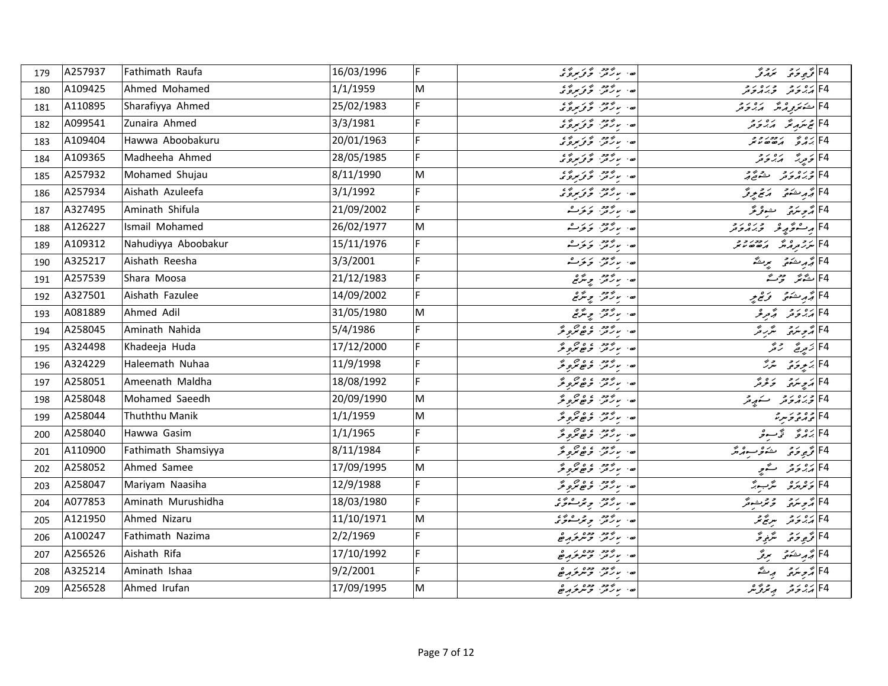| 179 | A257937 | Fathimath Raufa | 16/03/1996 | F | ހ. ކިހާދޫ. މާވަރުވާގެ | ފާތިމަތު ރައުފާ | F4 |
|---|---|---|---|---|---|---|---|
| 180 | A109425 | Ahmed Mohamed | 1/1/1959 | M | ހ. ކިހާދޫ. މާވަރުވާގެ | އަހުމަދު މުހައްމަދު | F4 |
| 181 | A110895 | Sharafiyya Ahmed | 25/02/1983 | F | ހ. ކިހާދޫ. މާވަރުވާގެ | ޝަރަފިއްޔާ އަހުމަދު | F4 |
| 182 | A099541 | Zunaira Ahmed | 3/3/1981 | F | ހ. ކިހާދޫ. މާވަރުވާގެ | ޒުނައިރާ އަހުމަދު | F4 |
| 183 | A109404 | Hawwa Aboobakuru | 20/01/1963 | F | ހ. ކިހާދޫ. މާވަރުވާގެ | ހައްވާ އަބޫބަކުރު | F4 |
| 184 | A109365 | Madheeha Ahmed | 28/05/1985 | F | ހ. ކިހާދޫ. މާވަރުވާގެ | މަދީހާ އަހުމަދު | F4 |
| 185 | A257932 | Mohamed Shujau | 8/11/1990 | M | ހ. ކިހާދޫ. މާވަރުވާގެ | މުހައްމަދު ޝުޖާއު | F4 |
| 186 | A257934 | Aishath Azuleefa | 3/1/1992 | F | ހ. ކިހާދޫ. މާވަރުވާގެ | އާއިޝަތު އަޒުލީފާ | F4 |
| 187 | A327495 | Aminath Shifula | 21/09/2002 | F | ހ. ކިހާދޫ. ވަވަހ | އާމިނަތު ޝިފުލާ | F4 |
| 188 | A126227 | Ismail Mohamed | 26/02/1977 | M | ހ. ކިހާދޫ. ވަވަހ | އިސްމާއީލް މުހައްމަދު | F4 |
| 189 | A109312 | Nahudiyya Aboobakur | 15/11/1976 | F | ހ. ކިހާދޫ. ވަވަހ | ނަހުދިއްޔާ އަބޫބަކުރު | F4 |
| 190 | A325217 | Aishath Reesha | 3/3/2001 | F | ހ. ކިހާދޫ. ވަވަހ | އާއިޝަތު ރީޝާ | F4 |
| 191 | A257539 | Shara Moosa | 21/12/1983 | F | ހ. ކިހާދޫ. ވިނަރެ | ޝަރާ މޫސާ | F4 |
| 192 | A327501 | Aishath Fazulee | 14/09/2002 | F | ހ. ކިހާދޫ. ވިނަރެ | އާއިޝަތު ފަޟުލީ | F4 |
| 193 | A081889 | Ahmed Adil | 31/05/1980 | M | ހ. ކިހާދޫ. ވިނަރެ | އަހުމަދު އާދިލް | F4 |
| 194 | A258045 | Aminath Nahida | 5/4/1986 | F | ހ. ކިހާދޫ. ވެލްކަމްވިލާ | އާމިނަތު ނާހިދާ | F4 |
| 195 | A324498 | Khadeeja Huda | 17/12/2000 | F | ހ. ކިހާދޫ. ވެލްކަމްވިލާ | ޚަދީޖާ ހުދާ | F4 |
| 196 | A324229 | Haleemath Nuhaa | 11/9/1998 | F | ހ. ކިހާދޫ. ވެލްކަމްވިލާ | ހަލީމަތު ނުހާ | F4 |
| 197 | A258051 | Ameenath Maldha | 18/08/1992 | F | ހ. ކިހާދޫ. ވެލްކަމްވިލާ | އަމީނަތު މަލްދާ | F4 |
| 198 | A258048 | Mohamed Saeedh | 20/09/1990 | M | ހ. ކިހާދޫ. ވެލްކަމްވިލާ | މުހައްމަދު ސައީދު | F4 |
| 199 | A258044 | Thuththu Manik | 1/1/1959 | M | ހ. ކިހާދޫ. ވެލްކަމްވިލާ | ތުއްތުމަނިކު | F4 |
| 200 | A258040 | Hawwa Gasim | 1/1/1965 | F | ހ. ކިހާދޫ. ވެލްކަމްވިލާ | ހައްވާ ޤާސިމް | F4 |
| 201 | A110900 | Fathimath Shamsiyya | 8/11/1984 | F | ހ. ކިހާދޫ. ވެލްކަމްވިލާ | ފާތިމަތު ޝަމްސިއްޔާ | F4 |
| 202 | A258052 | Ahmed Samee | 17/09/1995 | M | ހ. ކިހާދޫ. ވެލްކަމްވިލާ | އަހުމަދު ސަމީ | F4 |
| 203 | A258047 | Mariyam Naasiha | 12/9/1988 | F | ހ. ކިހާދޫ. ވެލްކަމްވިލާ | މަރިޔަމް ނާސިހާ | F4 |
| 204 | A077853 | Aminath Murushidha | 18/03/1980 | F | ހ. ކިހާދޫ. ވިލުސްވާގެ | އާމިނަތު މުރުޝިދާ | F4 |
| 205 | A121950 | Ahmed Nizaru | 11/10/1971 | M | ހ. ކިހާދޫ. ވިލުސްވާގެ | އަހުމަދު ނިޒާރު | F4 |
| 206 | A100247 | Fathimath Nazima | 2/2/1969 | F | ހ. ކިހާދޫ. ވޫނުލައިޓް | ފާތިމަތު ނާޒިމާ | F4 |
| 207 | A256526 | Aishath Rifa | 17/10/1992 | F | ހ. ކިހާދޫ. ވޫނުލައިޓް | އާއިޝަތު ރިފާ | F4 |
| 208 | A325214 | Aminath Ishaa | 9/2/2001 | F | ހ. ކިހާދޫ. ވޫނުލައިޓް | އާމިނަތު އިޝާ | F4 |
| 209 | A256528 | Ahmed Irufan | 17/09/1995 | M | ހ. ކިހާދޫ. ވޫނުލައިޓް | އަހުމަދު އިރުފާން | F4 |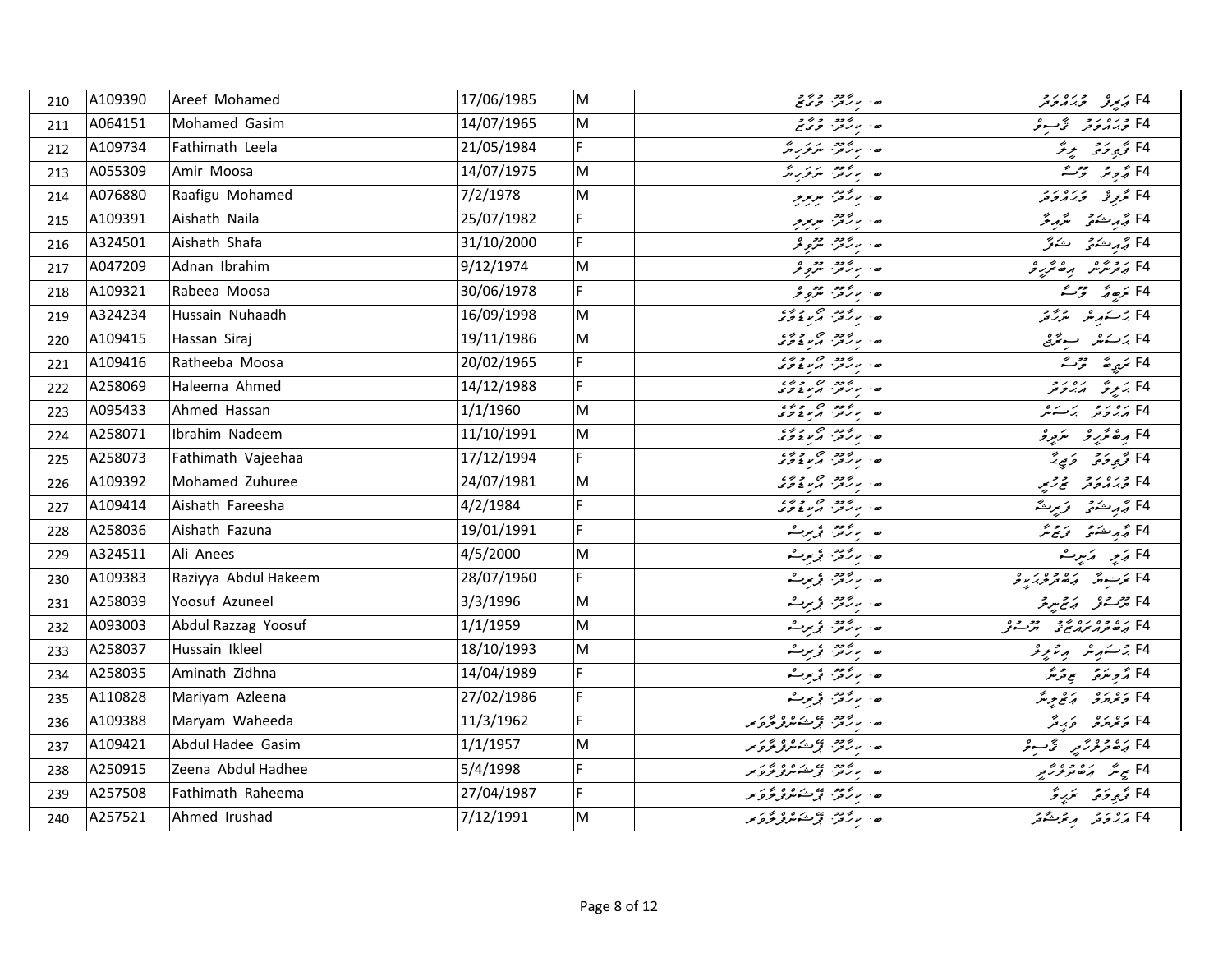| 210 | A109390 | Areef Mohamed | 17/06/1985 | M | ޅ. ކުޑަހުވަދޫ، ވިލާމާ | އަރީފް މުޙައްމަދު | F4 |
|---|---|---|---|---|---|---|---|
| 211 | A064151 | Mohamed Gasim | 14/07/1965 | M | ޅ. ކުޑަހުވަދޫ، ވިލާމާ | މުޙައްމަދު ގާސިމް | F4 |
| 212 | A109734 | Fathimath Leela | 21/05/1984 | F | ޅ. ކުޑަހުވަދޫ، ނަވަރަދާ | ފާތިމަތު ލީލާ | F4 |
| 213 | A055309 | Amir Moosa | 14/07/1975 | M | ޅ. ކުޑަހުވަދޫ، ނަވަރަދާ | އާމިރު މޫސާ | F4 |
| 214 | A076880 | Raafigu Mohamed | 7/2/1978 | M | ޅ. ކުޑަހުވަދޫ، ނިރުދި | ރާފިގު މުޙައްމަދު | F4 |
| 215 | A109391 | Aishath Naila | 25/07/1982 | F | ޅ. ކުޑަހުވަދޫ، ނިރުދި | އާއިޝަތު ނާއިލާ | F4 |
| 216 | A324501 | Aishath Shafa | 31/10/2000 | F | ޅ. ކުޑަހުވަދޫ، ނޫރުވިލާ | އާއިޝަތު ޝަފާ | F4 |
| 217 | A047209 | Adnan Ibrahim | 9/12/1974 | M | ޅ. ކުޑަހުވަދޫ، ނޫރުވިލާ | އަދުނާން އިބްރާހީމް | F4 |
| 218 | A109321 | Rabeea Moosa | 30/06/1978 | F | ޅ. ކުޑަހުވަދޫ، ނޫރުވިލާ | ރަބީޢާ މޫސާ | F4 |
| 219 | A324234 | Hussain Nuhaadh | 16/09/1998 | M | ޅ. ކުޑަހުވަދޫ، އޯކިޑްވިލާ | ހުސައިން ނުހާދު | F4 |
| 220 | A109415 | Hassan Siraj | 19/11/1986 | M | ޅ. ކުޑަހުވަދޫ، އޯކިޑްވިލާ | ހަސަން ސިރާޖު | F4 |
| 221 | A109416 | Ratheeba Moosa | 20/02/1965 | F | ޅ. ކުޑަހުވަދޫ، އޯކިޑްވިލާ | ރަތީބާ މޫސާ | F4 |
| 222 | A258069 | Haleema Ahmed | 14/12/1988 | F | ޅ. ކުޑަހުވަދޫ، އޯކިޑްވިލާ | ހަލީމާ އަޙްމަދު | F4 |
| 223 | A095433 | Ahmed Hassan | 1/1/1960 | M | ޅ. ކުޑަހުވަދޫ، އޯކިޑްވިލާ | އަޙްމަދު ހަސަން | F4 |
| 224 | A258071 | Ibrahim Nadeem | 11/10/1991 | M | ޅ. ކުޑަހުވަދޫ، އޯކިޑްވިލާ | އިބްރާހީމް ނަދީމް | F4 |
| 225 | A258073 | Fathimath Vajeehaa | 17/12/1994 | F | ޅ. ކުޑަހުވަދޫ، އޯކިޑްވިލާ | ފާތިމަތު ވަޖީހާ | F4 |
| 226 | A109392 | Mohamed Zuhuree | 24/07/1981 | M | ޅ. ކުޑަހުވަދޫ، އޯކިޑްވިލާ | މުޙައްމަދު ޒުހުރީ | F4 |
| 227 | A109414 | Aishath Fareesha | 4/2/1984 | F | ޅ. ކުޑަހުވަދޫ، އޯކިޑްވިލާ | އާއިޝަތު ފަރީޝާ | F4 |
| 228 | A258036 | Aishath Fazuna | 19/01/1991 | F | ޅ. ކުޑަހުވަދޫ، ފުރިސް | އާއިޝަތު ފަޒުނާ | F4 |
| 229 | A324511 | Ali Anees | 4/5/2000 | M | ޅ. ކުޑަހުވަދޫ، ފުރިސް | އަލީ އަނީސް | F4 |
| 230 | A109383 | Raziyya Abdul Hakeem | 28/07/1960 | F | ޅ. ކުޑަހުވަދޫ، ފުރިސް | ރަޒިއްޔާ އަބްދުލްޙަކީމް | F4 |
| 231 | A258039 | Yoosuf Azuneel | 3/3/1996 | M | ޅ. ކުޑަހުވަދޫ، ފުރިސް | ޔޫސުފް އަޒުނީލް | F4 |
| 232 | A093003 | Abdul Razzag Yoosuf | 1/1/1959 | M | ޅ. ކުޑަހުވަދޫ، ފުރިސް | އަބްދުއްރައްޒާގު ޔޫސުފް | F4 |
| 233 | A258037 | Hussain Ikleel | 18/10/1993 | M | ޅ. ކުޑަހުވަދޫ، ފުރިސް | ހުސައިން އިކުލީލް | F4 |
| 234 | A258035 | Aminath Zidhna | 14/04/1989 | F | ޅ. ކުޑަހުވަދޫ، ފުރިސް | އާމިނަތު ޒިދުނާ | F4 |
| 235 | A110828 | Mariyam Azleena | 27/02/1986 | F | ޅ. ކުޑަހުވަދޫ، ފުރިސް | މަރިޔަމް އަޒްލީނާ | F4 |
| 236 | A109388 | Maryam Waheeda | 11/3/1962 | F | ޅ. ކުޑަހުވަދޫ، ފްރެންޑްޝިޕް | މަރްޔަމް ވަހީދާ | F4 |
| 237 | A109421 | Abdul Hadee Gasim | 1/1/1957 | M | ޅ. ކުޑަހުވަދޫ، ފްރެންޑްޝިޕް | އަބްދުލްހާދީ ގާސިމް | F4 |
| 238 | A250915 | Zeena Abdul Hadhee | 5/4/1998 | F | ޅ. ކުޑަހުވަދޫ، ފްރެންޑްޝިޕް | ޒީނާ އަބްދުލްހާދީ | F4 |
| 239 | A257508 | Fathimath Raheema | 27/04/1987 | F | ޅ. ކުޑަހުވަދޫ، ފްރެންޑްޝިޕް | ފާތިމަތު ރަހީމާ | F4 |
| 240 | A257521 | Ahmed Irushad | 7/12/1991 | M | ޅ. ކުޑަހުވަދޫ، ފްރެންޑްޝިޕް | އަޙްމަދު އިރުޝާދު | F4 |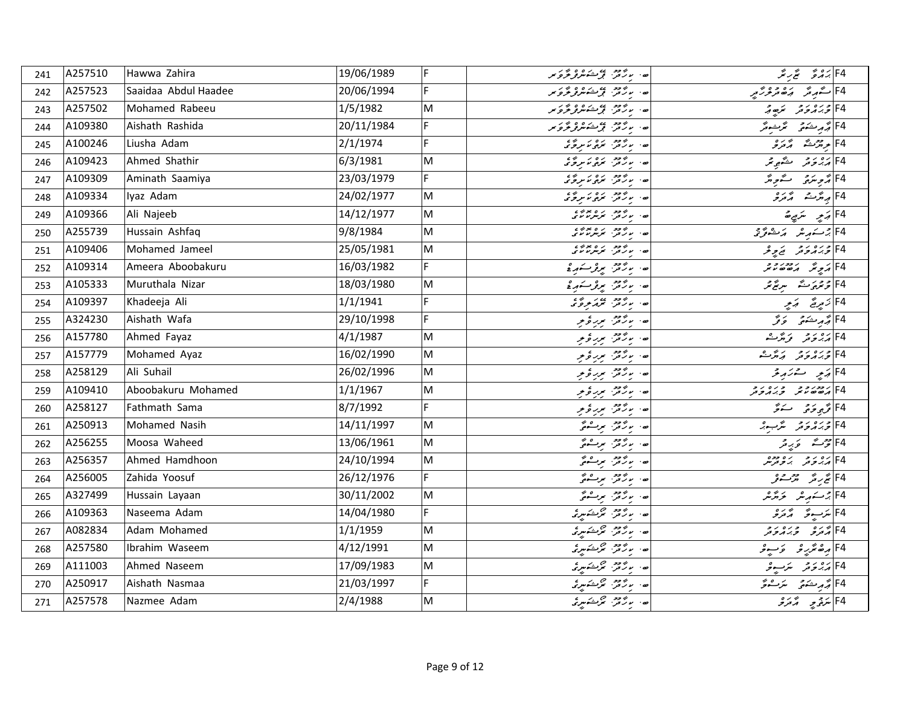| 241 | A257510 | Hawwa Zahira | 19/06/1989 | F | ޅ. ކުޅުދުއްފުށި ޕާރަޑައިސްވިލާ | ހައްވާ ޒާހިރާ | F4 |
|---|---|---|---|---|---|---|---|
| 242 | A257523 | Saaidaa Abdul Haadee | 20/06/1994 | F | ޅ. ކުޅުދުއްފުށި ޕާރަޑައިސްވިލާ | ސާއިދާ އަބްދުލްހާދީ | F4 |
| 243 | A257502 | Mohamed Rabeeu | 1/5/1982 | M | ޅ. ކުޅުދުއްފުށި ޕާރަޑައިސްވިލާ | މުޙައްމަދު ރަބީޢު | F4 |
| 244 | A109380 | Aishath Rashida | 20/11/1984 | F | ޅ. ކުޅުދުއްފުށި ޕާރަޑައިސްވިލާ | އާއިޝަތު ރާޝިދާ | F4 |
| 245 | A100246 | Liusha Adam | 2/1/1974 | F | ޅ. ކުޅުދުއްފުށި ރަތްމަލްގެ | ލިއުޝާ އާދަމް | F4 |
| 246 | A109423 | Ahmed Shathir | 6/3/1981 | M | ޅ. ކުޅުދުއްފުށި ރަތްމަލްގެ | އަޙްމަދު ޝާތިރު | F4 |
| 247 | A109309 | Aminath Saamiya | 23/03/1979 | F | ޅ. ކުޅުދުއްފުށި ރަތްމަލްގެ | އާމިނަތު ސާމިޔާ | F4 |
| 248 | A109334 | Iyaz Adam | 24/02/1977 | M | ޅ. ކުޅުދުއްފުށި ރަތްމަލްގެ | އިޔާޒް އާދަމް | F4 |
| 249 | A109366 | Ali Najeeb | 14/12/1977 | M | ޅ. ކުޅުދުއްފުށި ރަންނާޅެ | އަލީ ނަޖީބު | F4 |
| 250 | A255739 | Hussain Ashfaq | 9/8/1984 | M | ޅ. ކުޅުދުއްފުށި ރަންނާޅެ | ޙުސައިން އަޝްފާޤު | F4 |
| 251 | A109406 | Mohamed Jameel | 25/05/1981 | M | ޅ. ކުޅުދުއްފުށި ރަންނާޅެ | މުޙައްމަދު ޖަމީލު | F4 |
| 252 | A109314 | Ameera Aboobakuru | 16/03/1982 | F | ޅ. ކުޅުދުއްފުށި ރިވަސައިޑް | އަމީރާ އަބޫބަކުރު | F4 |
| 253 | A105333 | Muruthala Nizar | 18/03/1980 | M | ޅ. ކުޅުދުއްފުށި ރިވަސައިޑް | މުރުތަލާ ނިޒާރު | F4 |
| 254 | A109397 | Khadeeja Ali | 1/1/1941 | F | ޅ. ކުޅުދުއްފުށި ރޯޒްމިލާގެ | ޚަދީޖާ އަލީ | F4 |
| 255 | A324230 | Aishath Wafa | 29/10/1998 | F | ޅ. ކުޅުދުއްފުށި ރިހިވެލި | އާއިޝަތު ވަފާ | F4 |
| 256 | A157780 | Ahmed Fayaz | 4/1/1987 | M | ޅ. ކުޅުދުއްފުށި ރިހިވެލި | އަޙްމަދު ފައްޔާޒް | F4 |
| 257 | A157779 | Mohamed Ayaz | 16/02/1990 | M | ޅ. ކުޅުދުއްފުށި ރިހިވެލި | މުޙައްމަދު އަޔާޒް | F4 |
| 258 | A258129 | Ali Suhail | 26/02/1996 | M | ޅ. ކުޅުދުއްފުށި ރިހިވެލި | އަލީ ސުހައިލް | F4 |
| 259 | A109410 | Aboobakuru Mohamed | 1/1/1967 | M | ޅ. ކުޅުދުއްފުށި ރިހިވެލި | އަބޫބަކުރު މުޙައްމަދު | F4 |
| 260 | A258127 | Fathmath Sama | 8/7/1992 | F | ޅ. ކުޅުދުއްފުށި ރިހިވެލި | ފާތިމަތު ސަމާ | F4 |
| 261 | A250913 | Mohamed Nasih | 14/11/1997 | M | ޅ. ކުޅުދުއްފުށި ރިސްމާ | މުޙައްމަދު ނާޞިޙް | F4 |
| 262 | A256255 | Moosa Waheed | 13/06/1961 | M | ޅ. ކުޅުދުއްފުށި ރިސްމާ | މޫސާ ވަޙީދު | F4 |
| 263 | A256357 | Ahmed Hamdhoon | 24/10/1994 | M | ޅ. ކުޅުދުއްފުށި ރިސްމާ | އަޙްމަދު ޙަމްދޫން | F4 |
| 264 | A256005 | Zahida Yoosuf | 26/12/1976 | F | ޅ. ކުޅުދުއްފުށި ރިސްމާ | ޒާހިދާ ޔޫސުފު | F4 |
| 265 | A327499 | Hussain Layaan | 30/11/2002 | M | ޅ. ކުޅުދުއްފުށި ރިސްމާ | ޙުސައިން ލަޔާން | F4 |
| 266 | A109363 | Naseema Adam | 14/04/1980 | F | ޅ. ކުޅުދުއްފުށި ރޯޝަނީގެ | ނަސީމާ އާދަމް | F4 |
| 267 | A082834 | Adam Mohamed | 1/1/1959 | M | ޅ. ކުޅުދުއްފުށި ރޯޝަނީގެ | އާދަމް މުޙައްމަދު | F4 |
| 268 | A257580 | Ibrahim Waseem | 4/12/1991 | M | ޅ. ކުޅުދުއްފުށި ރޯޝަނީގެ | އިބްރާހިމް ވަސީމް | F4 |
| 269 | A111003 | Ahmed Naseem | 17/09/1983 | M | ޅ. ކުޅުދުއްފުށި ރޯޝަނީގެ | އަޙްމަދު ނަސީމް | F4 |
| 270 | A250917 | Aishath Nasmaa | 21/03/1997 | F | ޅ. ކުޅުދުއްފުށި ރޯޝަނީގެ | އާއިޝަތު ނަސްމާ | F4 |
| 271 | A257578 | Nazmee Adam | 2/4/1988 | M | ޅ. ކުޅުދުއްފުށި ރޯޝަނީގެ | ނަޒްމީ އާދަމް | F4 |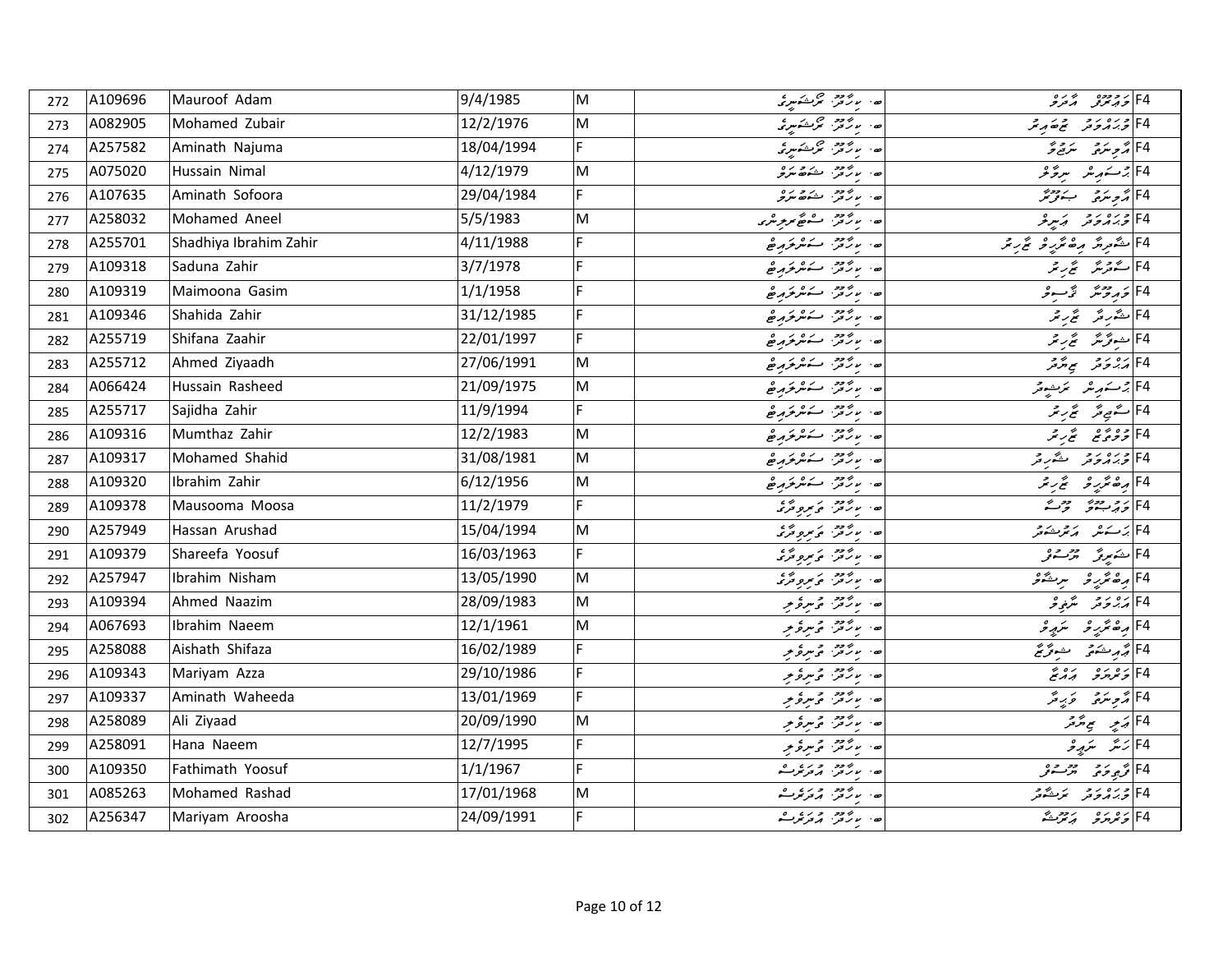| | | | | | | | |
|---|---|---|---|---|---|---|---|
| 272 | A109696 | Mauroof Adam | 9/4/1985 | M | | ބ. ހިތާދޫ، ރޯޝަނީގެ | F4 މައުރޫފް އާދަމް |
| 273 | A082905 | Mohamed Zubair | 12/2/1976 | M | | ބ. ހިތާދޫ، ރޯޝަނީގެ | F4 މުޙައްމަދު ޒުބައިރު |
| 274 | A257582 | Aminath Najuma | 18/04/1994 | F | | ބ. ހިތާދޫ، ރޯޝަނީގެ | F4 އާމިނަތު ނަޖުމާ |
| 275 | A075020 | Hussain Nimal | 4/12/1979 | M | | ބ. ހިތާދޫ، ޝަބްނަމް | F4 ހުސައިން ނިމާލް |
| 276 | A107635 | Aminath Sofoora | 29/04/1984 | F | | ބ. ހިތާދޫ، ޝަބްނަމް | F4 އާމިނަތު ސަފޫރާ |
| 277 | A258032 | Mohamed Aneel | 5/5/1983 | M | | ބ. ހިތާދޫ، ސުބްހާނީވިލާ | F4 މުޙައްމަދު އަނީލް |
| 278 | A255701 | Shadhiya Ibrahim Zahir | 4/11/1988 | F | | ބ. ހިތާދޫ، ސަންފްލާވަރ | F4 ޝާދިޔާ އިބްރާހީމް ޒާހިރު |
| 279 | A109318 | Saduna Zahir | 3/7/1978 | F | | ބ. ހިތާދޫ، ސަންފްލާވަރ | F4 ސާދުނާ ޒާހިރު |
| 280 | A109319 | Maimoona Gasim | 1/1/1958 | F | | ބ. ހިތާދޫ، ސަންފްލާވަރ | F4 މައިމޫނާ ޤާސިމް |
| 281 | A109346 | Shahida Zahir | 31/12/1985 | F | | ބ. ހިތާދޫ، ސަންފްލާވަރ | F4 ޝާހިދާ ޒާހިރު |
| 282 | A255719 | Shifana Zaahir | 22/01/1997 | F | | ބ. ހިތާދޫ، ސަންފްލާވަރ | F4 ޝިފާނާ ޒާހިރު |
| 283 | A255712 | Ahmed Ziyaadh | 27/06/1991 | M | | ބ. ހިތާދޫ، ސަންފްލާވަރ | F4 އަޙްމަދު ޒިޔާދު |
| 284 | A066424 | Hussain Rasheed | 21/09/1975 | M | | ބ. ހިތާދޫ، ސަންފްލާވަރ | F4 ހުސައިން ރަޝީދު |
| 285 | A255717 | Sajidha Zahir | 11/9/1994 | F | | ބ. ހިތާދޫ، ސަންފްލާވަރ | F4 ސާޖިދާ ޒާހިރު |
| 286 | A109316 | Mumthaz Zahir | 12/2/1983 | M | | ބ. ހިތާދޫ، ސަންފްލާވަރ | F4 މުމްތާޒު ޒާހިރު |
| 287 | A109317 | Mohamed Shahid | 31/08/1981 | M | | ބ. ހިތާދޫ، ސަންފްލާވަރ | F4 މުޙައްމަދު ޝާހިދު |
| 288 | A109320 | Ibrahim Zahir | 6/12/1956 | M | | ބ. ހިތާދޫ، ސަންފްލާވަރ | F4 އިބްރާހީމް ޒާހިރު |
| 289 | A109378 | Mausooma Moosa | 11/2/1979 | F | | ބ. ހިތާދޫ، ވައިލެޓްހައުސް | F4 މައުޞޫމާ މޫސާ |
| 290 | A257949 | Hassan Arushad | 15/04/1994 | M | | ބ. ހިތާދޫ، ވައިލެޓްހައުސް | F4 ހަސަން އަރުޝަދު |
| 291 | A109379 | Shareefa Yoosuf | 16/03/1963 | F | | ބ. ހިތާދޫ، ވައިލެޓްހައުސް | F4 ޝަރީފާ ޔޫސުފް |
| 292 | A257947 | Ibrahim Nisham | 13/05/1990 | M | | ބ. ހިތާދޫ، ވައިލެޓްހައުސް | F4 އިބްރާހީމް ނިޝާމް |
| 293 | A109394 | Ahmed Naazim | 28/09/1983 | M | | ބ. ހިތާދޫ، ވޮނިވާރ | F4 އަޙްމަދު ނާޒިމް |
| 294 | A067693 | Ibrahim Naeem | 12/1/1961 | M | | ބ. ހިތާދޫ، ވޮނިވާރ | F4 އިބްރާހީމް ނައީމް |
| 295 | A258088 | Aishath Shifaza | 16/02/1989 | F | | ބ. ހިތާދޫ، ވޮނިވާރ | F4 އާއިޝަތު ޝިފާޒާ |
| 296 | A109343 | Mariyam Azza | 29/10/1986 | F | | ބ. ހިތާދޫ، ވޮނިވާރ | F4 މަރިޔަމް އައްޒާ |
| 297 | A109337 | Aminath Waheeda | 13/01/1969 | F | | ބ. ހިތާދޫ، ވޮނިވާރ | F4 އާމިނަތު ވަހީދާ |
| 298 | A258089 | Ali Ziyaad | 20/09/1990 | M | | ބ. ހިތާދޫ، ވޮނިވާރ | F4 އަލީ ޒިޔާދު |
| 299 | A258091 | Hana Naeem | 12/7/1995 | F | | ބ. ހިތާދޫ، ވޮނިވާރ | F4 ހަނާ ނައީމް |
| 300 | A109350 | Fathimath Yoosuf | 1/1/1967 | F | | ބ. ހިތާދޫ، އުދަރެސް | F4 ފާތިމަތު ޔޫސުފް |
| 301 | A085263 | Mohamed Rashad | 17/01/1968 | M | | ބ. ހިތާދޫ، އުދަރެސް | F4 މުޙައްމަދު ރަޝާދު |
| 302 | A256347 | Mariyam Aroosha | 24/09/1991 | F | | ބ. ހިތާދޫ، އުދަރެސް | F4 މަރިޔަމް އަރޫޝާ |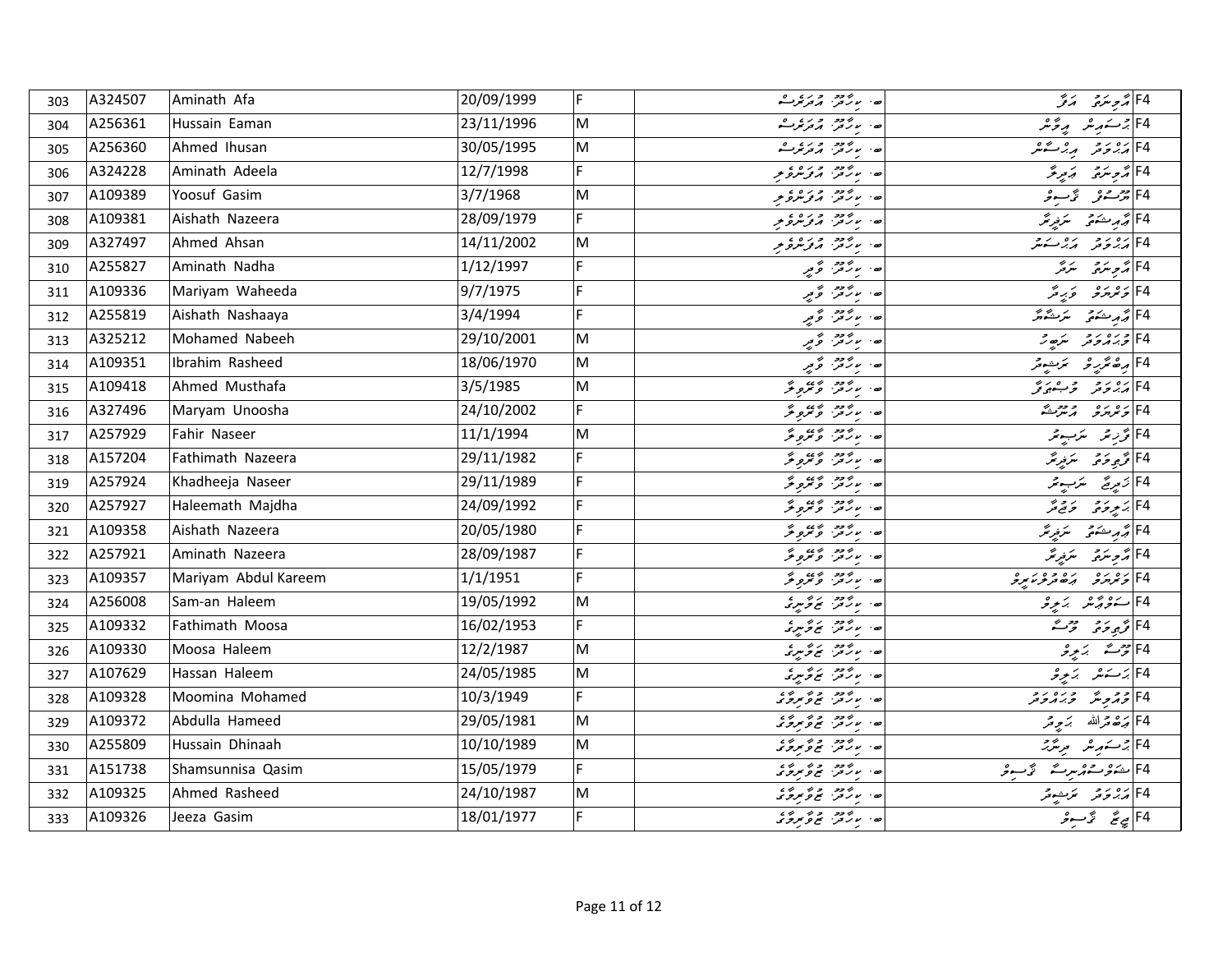| 303 | A324507 | Aminath Afa | 20/09/1999 | F | ھ. ބިލަދޫ، އުދަރެސް | F4 އާމިނަތު އަފާ |
|---|---|---|---|---|---|---|
| 304 | A256361 | Hussain Eaman | 23/11/1996 | M | ھ. ބިލަދޫ، އުދަރެސް | F4 ހުސައިން އީމާން |
| 305 | A256360 | Ahmed Ihusan | 30/05/1995 | M | ھ. ބިލަދޫ، އުދަރެސް | F4 އަޙްމަދު އިޙްސާން |
| 306 | A324228 | Aminath Adeela | 12/7/1998 | F | ھ. ބިލަދޫ، އުފާންވިލާ | F4 އާމިނަތު އަދީލާ |
| 307 | A109389 | Yoosuf Gasim | 3/7/1968 | M | ھ. ބިލަދޫ، އުފާންވިލާ | F4 ޔޫސުފް ޤާސިމް |
| 308 | A109381 | Aishath Nazeera | 28/09/1979 | F | ھ. ބިލަދޫ، އުފާންވިލާ | F4 އާއިޝަތު ނަޒީރާ |
| 309 | A327497 | Ahmed Ahsan | 14/11/2002 | M | ھ. ބިލަދޫ، އުފާންވިލާ | F4 އަޙްމަދު އަޙްސަން |
| 310 | A255827 | Aminath Nadha | 1/12/1997 | F | ھ. ބިލަދޫ، ވާދީ | F4 އާމިނަތު ނަދާ |
| 311 | A109336 | Mariyam Waheeda | 9/7/1975 | F | ھ. ބިލަދޫ، ވާދީ | F4 މަރިޔަމް ވަހީދާ |
| 312 | A255819 | Aishath Nashaaya | 3/4/1994 | F | ھ. ބިލަދޫ، ވާދީ | F4 އާއިޝަތު ނަޝާޔާ |
| 313 | A325212 | Mohamed Nabeeh | 29/10/2001 | M | ھ. ބިލަދޫ، ވާދީ | F4 މުޙައްމަދު ނަބީހު |
| 314 | A109351 | Ibrahim Rasheed | 18/06/1970 | M | ھ. ބިލަދޫ، ވާދީ | F4 އިބްރާހީމް ރަޝީދު |
| 315 | A109418 | Ahmed Musthafa | 3/5/1985 | M | ھ. ބިލަދޫ، ވެޔޮވިލާ | F4 އަޙްމަދު މުސްތަފާ |
| 316 | A327496 | Maryam Unoosha | 24/10/2002 | F | ھ. ބިލަދޫ، ވެޔޮވިލާ | F4 މަރިޔަމް އުނޫޝާ |
| 317 | A257929 | Fahir Naseer | 11/1/1994 | M | ھ. ބިލަދޫ، ވެޔޮވިލާ | F4 ފާހިރު ނަސީރު |
| 318 | A157204 | Fathimath Nazeera | 29/11/1982 | F | ھ. ބިލަދޫ، ވެޔޮވިލާ | F4 ފާތިމަތު ނަޒީރާ |
| 319 | A257924 | Khadheeja Naseer | 29/11/1989 | F | ھ. ބިލަދޫ، ވެޔޮވިލާ | F4 ޚަދީޖާ ނަސީރު |
| 320 | A257927 | Haleemath Majdha | 24/09/1992 | F | ھ. ބިލަދޫ، ވެޔޮވިލާ | F4 ހަލީމަތު މަޖްދާ |
| 321 | A109358 | Aishath Nazeera | 20/05/1980 | F | ھ. ބިލަދޫ، ވެޔޮވިލާ | F4 އާއިޝަތު ނަޒީރާ |
| 322 | A257921 | Aminath Nazeera | 28/09/1987 | F | ھ. ބިލަދޫ، ވެޔޮވިލާ | F4 އާމިނަތު ނަޒީރާ |
| 323 | A109357 | Mariyam Abdul Kareem | 1/1/1951 | F | ھ. ބިލަދޫ، ވެޔޮވިލާ | F4 މަރިޔަމް އަބްދުލްކަރީމް |
| 324 | A256008 | Sam-an Haleem | 19/05/1992 | M | ھ. ބިލަދޫ، ޗަވާނީގެ | F4 ސަމްއާން ހަލީމް |
| 325 | A109332 | Fathimath Moosa | 16/02/1953 | F | ھ. ބިލަދޫ، ޗަވާނީގެ | F4 ފާތިމަތު މޫސާ |
| 326 | A109330 | Moosa Haleem | 12/2/1987 | M | ھ. ބިލަދޫ، ޗަވާނީގެ | F4 މޫސާ ހަލީމް |
| 327 | A107629 | Hassan Haleem | 24/05/1985 | M | ھ. ބިލަދޫ، ޗަވާނީގެ | F4 ހަސަން ހަލީމް |
| 328 | A109328 | Moomina Mohamed | 10/3/1949 | F | ھ. ބިލަދޫ، ޗަވާނީވާގެ | F4 މޫމިނާ މުޙައްމަދު |
| 329 | A109372 | Abdulla Hameed | 29/05/1981 | M | ھ. ބިލަދޫ، ޗަވާނީވާގެ | F4 އަބްދުﷲ ހަމީދު |
| 330 | A255809 | Hussain Dhinaah | 10/10/1989 | M | ھ. ބިލަދޫ، ޗަވާނީވާގެ | F4 ހުސައިން ދިނާހު |
| 331 | A151738 | Shamsunnisa Qasim | 15/05/1979 | F | ھ. ބިލަދޫ، ޗަވާނީވާގެ | F4 ޝަމްސުންނިސާ ޤާސިމް |
| 332 | A109325 | Ahmed Rasheed | 24/10/1987 | M | ھ. ބިލަދޫ، ޗަވާނީވާގެ | F4 އަޙްމަދު ރަޝީދު |
| 333 | A109326 | Jeeza Gasim | 18/01/1977 | F | ھ. ބިލަދޫ، ޗަވާނީވާގެ | F4 ޖީޒާ ޤާސިމް |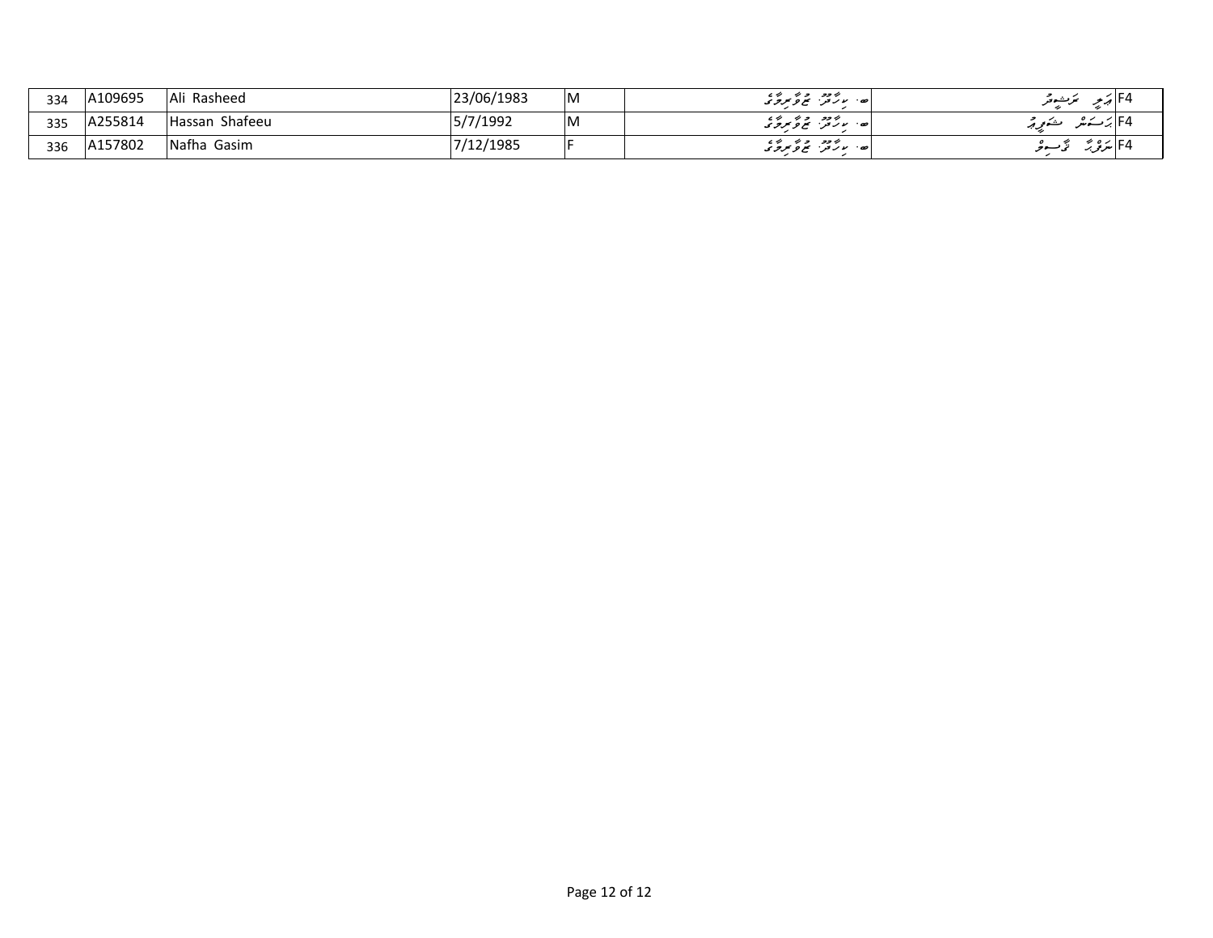| | | | | | | |
|---|---|---|---|---|---|---|
| 334 | A109695 | Ali Rasheed | 23/06/1983 | M | ބ. ކެރަދޫ ޗަވާރިވާގޭ | އަލީ ރަޝީދު F4 |
| 335 | A255814 | Hassan Shafeeu | 5/7/1992 | M | ބ. ކެރަދޫ ޗަވާރިވާގޭ | ޙަސަން ޝަފީޢު F4 |
| 336 | A157802 | Nafha Gasim | 7/12/1985 | F | ބ. ކެރަދޫ ޗަވާރިވާގޭ | ނަފްހާ ޤާސިމް F4 |